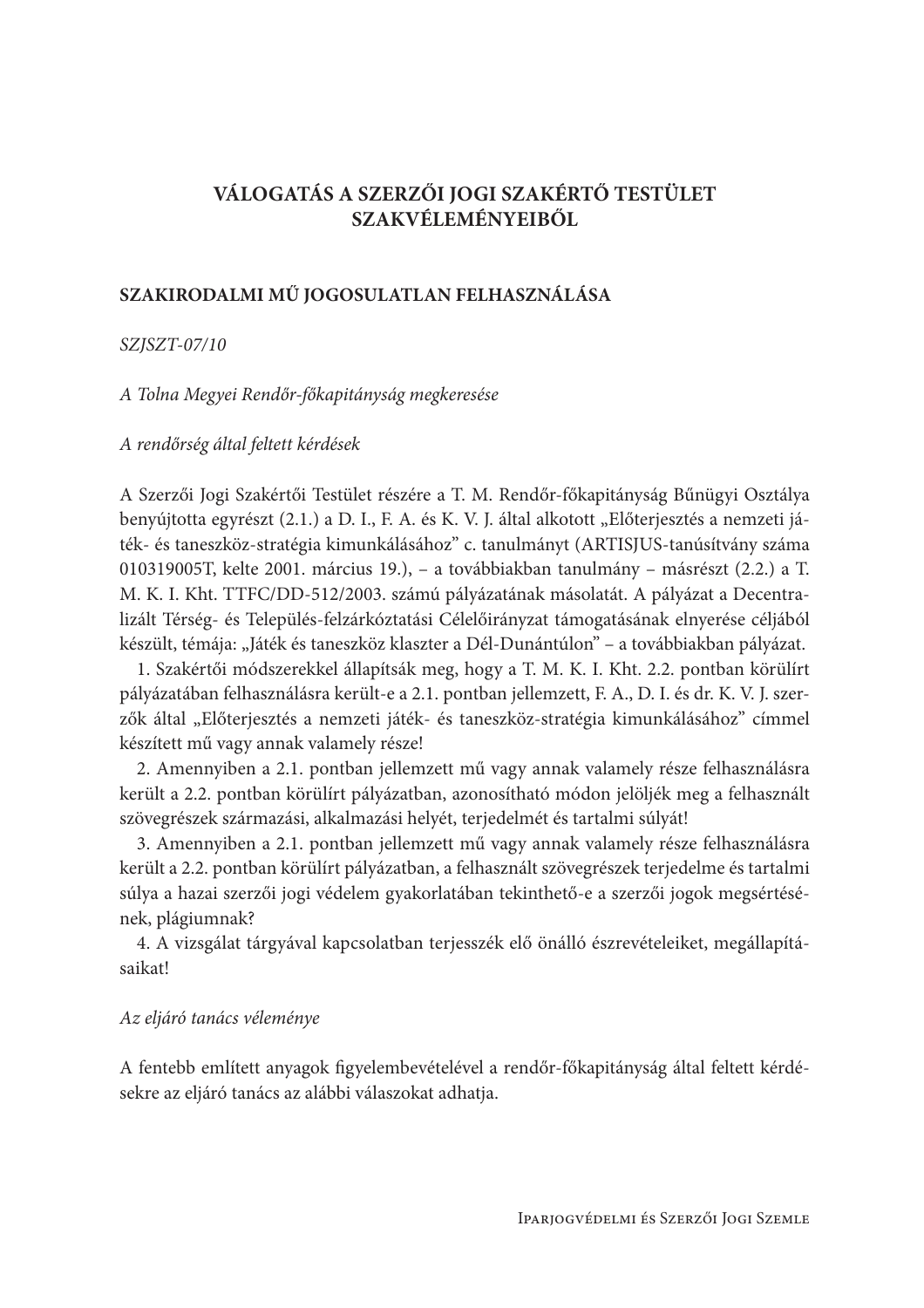# VÁLOGATÁS A SZERZŐI JOGI SZAKÉRTŐ TESTÜLET SZAKVÉLEMÉNYEIBŐL

## SZAKIRODALMI MŰ JOGOSULATLAN FELHASZNÁLÁSA

*SZJSZT-07/10*

*A Tolna Megyei Rendőr-főkapitányság megkeresése*

*A rendőrség által feltett kérdések*

A Szerzői Jogi Szakértői Testület részére a T. M. Rendőr-főkapitányság Bűnügyi Osztálya benyújtotta egyrészt (2.1.) a D. I., F. A. és K. V. J. által alkotott „Előterjesztés a nemzeti játék- és taneszköz-stratégia kimunkálásához" c. tanulmányt (ARTISJUS-tanúsítvány száma 010319005T, kelte 2001. március 19.), – a továbbiakban tanulmány – másrészt (2.2.) a T. M. K. I. Kht. TTFC/DD-512/2003. számú pályázatának másolatát. A pályázat a Decentralizált Térség- és Település-felzárkóztatási Célelőirányzat támogatásának elnyerése céljából készült, témája: „Játék és taneszköz klaszter a Dél-Dunántúlon" – a továbbiakban pályázat.

1. Szakértői módszerekkel állapítsák meg, hogy a T. M. K. I. Kht. 2.2. pontban körülírt pályázatában felhasználásra került-e a 2.1. pontban jellemzett, F. A., D. I. és dr. K. V. J. szerzők által „Előterjesztés a nemzeti játék- és taneszköz-stratégia kimunkálásához" címmel készített mű vagy annak valamely része!
2. Amennyiben a 2.1. pontban jellemzett mű vagy annak valamely része felhasználásra került a 2.2. pontban körülírt pályázatban, azonosítható módon jelöljék meg a felhasznált szövegrészek származási, alkalmazási helyét, terjedelmét és tartalmi súlyát!
3. Amennyiben a 2.1. pontban jellemzett mű vagy annak valamely része felhasználásra került a 2.2. pontban körülírt pályázatban, a felhasznált szövegrészek terjedelme és tartalmi súlya a hazai szerzői jogi védelem gyakorlatában tekinthető-e a szerzői jogok megsértésének, plágiumnak?
4. A vizsgálat tárgyával kapcsolatban terjesszék elő önálló észrevételeiket, megállapításaikat!

*Az eljáró tanács véleménye*

A fentebb említett anyagok figyelembevételével a rendőr-főkapitányság által feltett kérdésekre az eljáró tanács az alábbi válaszokat adhatja.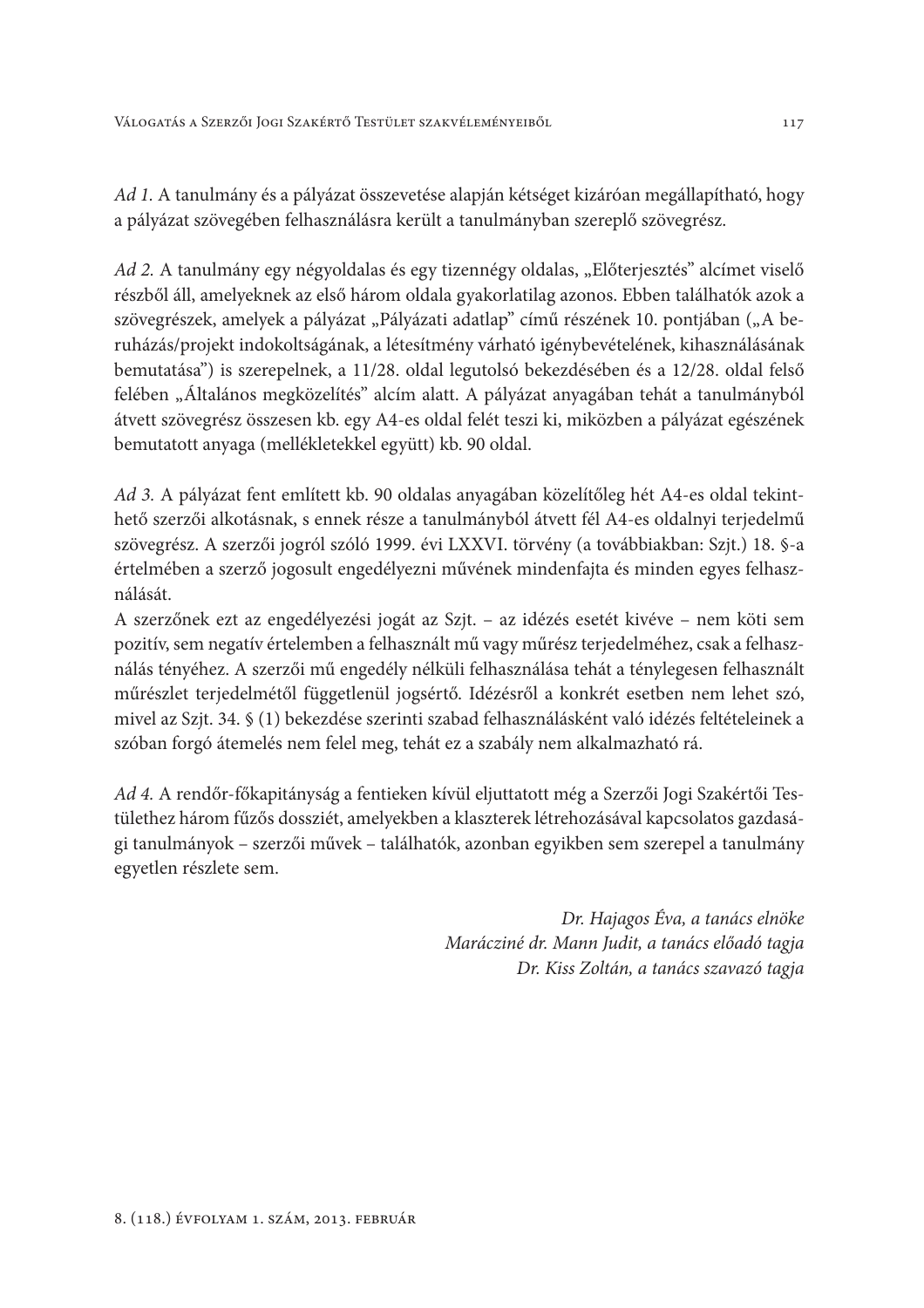*Ad 1.* A tanulmány és a pályázat összevetése alapján kétséget kizáróan megállapítható, hogy a pályázat szövegében felhasználásra került a tanulmányban szereplő szövegrész.

*Ad 2.* A tanulmány egy négyoldalas és egy tizennégy oldalas, „Előterjesztés" alcímet viselő részből áll, amelyeknek az első három oldala gyakorlatilag azonos. Ebben találhatók azok a szövegrészek, amelyek a pályázat „Pályázati adatlap" című részének 10. pontjában („A beruházás/projekt indokoltságának, a létesítmény várható igénybevételének, kihasználásának bemutatása") is szerepelnek, a 11/28. oldal legutolsó bekezdésében és a 12/28. oldal felső felében „Általános megközelítés" alcím alatt. A pályázat anyagában tehát a tanulmányból átvett szövegrész összesen kb. egy A4-es oldal felét teszi ki, miközben a pályázat egészének bemutatott anyaga (mellékletekkel együtt) kb. 90 oldal.

*Ad 3.* A pályázat fent említett kb. 90 oldalas anyagában közelítőleg hét A4-es oldal tekinthető szerzői alkotásnak, s ennek része a tanulmányból átvett fél A4-es oldalnyi terjedelmű szövegrész. A szerzői jogról szóló 1999. évi LXXVI. törvény (a továbbiakban: Szjt.) 18. §-a értelmében a szerző jogosult engedélyezni művének mindenfajta és minden egyes felhasználását.

A szerzőnek ezt az engedélyezési jogát az Szjt. – az idézés esetét kivéve – nem köti sem pozitív, sem negatív értelemben a felhasznált mű vagy műrész terjedelméhez, csak a felhasználás tényéhez. A szerzői mű engedély nélküli felhasználása tehát a ténylegesen felhasznált műrészlet terjedelmétől függetlenül jogsértő. Idézésről a konkrét esetben nem lehet szó, mivel az Szjt. 34. § (1) bekezdése szerinti szabad felhasználásként való idézés feltételeinek a szóban forgó átemelés nem felel meg, tehát ez a szabály nem alkalmazható rá.

*Ad 4.* A rendőr-főkapitányság a fentieken kívül eljuttatott még a Szerzői Jogi Szakértői Testülethez három fűzős dossziét, amelyekben a klaszterek létrehozásával kapcsolatos gazdasági tanulmányok – szerzői művek – találhatók, azonban egyikben sem szerepel a tanulmány egyetlen részlete sem.

*Dr. Hajagos Éva, a tanács elnöke*
*Marácziné dr. Mann Judit, a tanács előadó tagja*
*Dr. Kiss Zoltán, a tanács szavazó tagja*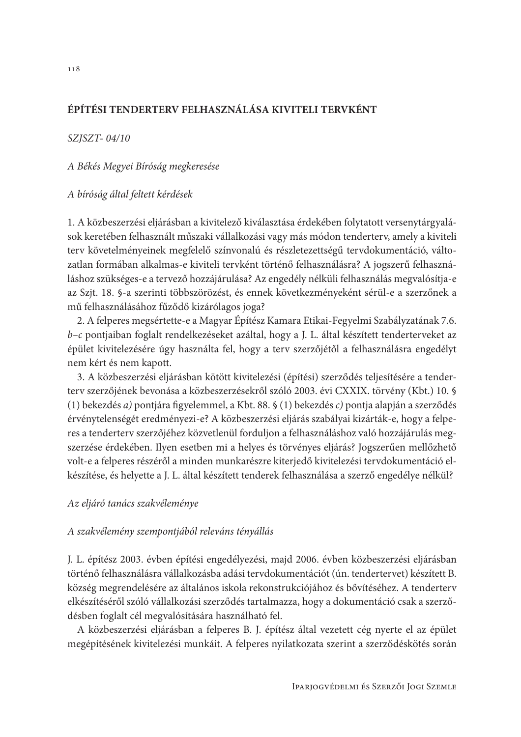## ÉPÍTÉSI TENDERTERV FELHASZNÁLÁSA KIVITELI TERVKÉNT

*SZJSZT- 04/10*

*A Békés Megyei Bíróság megkeresése*

*A bíróság által feltett kérdések*

1. A közbeszerzési eljárásban a kivitelező kiválasztása érdekében folytatott versenytárgyalások keretében felhasznált műszaki vállalkozási vagy más módon tenderterv, amely a kiviteli terv követelményeinek megfelelő színvonalú és részletezettségű tervdokumentáció, változatlan formában alkalmas-e kiviteli tervként történő felhasználásra? A jogszerű felhasználáshoz szükséges-e a tervező hozzájárulása? Az engedély nélküli felhasználás megvalósítja-e az Szjt. 18. §-a szerinti többszörözést, és ennek következményeként sérül-e a szerzőnek a mű felhasználásához fűződő kizárólagos joga?

2. A felperes megsértette-e a Magyar Építész Kamara Etikai-Fegyelmi Szabályzatának 7.6. *b–c* pontjaiban foglalt rendelkezéseket azáltal, hogy a J. L. által készített tenderterveket az épület kivitelezésére úgy használta fel, hogy a terv szerzőjétől a felhasználásra engedélyt nem kért és nem kapott.

3. A közbeszerzési eljárásban kötött kivitelezési (építési) szerződés teljesítésére a tenderterv szerzőjének bevonása a közbeszerzésekről szóló 2003. évi CXXIX. törvény (Kbt.) 10. § (1) bekezdés *a)* pontjára figyelemmel, a Kbt. 88. § (1) bekezdés *c)* pontja alapján a szerződés érvénytelenségét eredményezi-e? A közbeszerzési eljárás szabályai kizárták-e, hogy a felperes a tenderterv szerzőjéhez közvetlenül forduljon a felhasználáshoz való hozzájárulás megszerzése érdekében. Ilyen esetben mi a helyes és törvényes eljárás? Jogszerűen mellőzhető volt-e a felperes részéről a minden munkarészre kiterjedő kivitelezési tervdokumentáció elkészítése, és helyette a J. L. által készített tenderek felhasználása a szerző engedélye nélkül?

*Az eljáró tanács szakvéleménye*

*A szakvélemény szempontjából releváns tényállás*

J. L. építész 2003. évben építési engedélyezési, majd 2006. évben közbeszerzési eljárásban történő felhasználásra vállalkozásba adási tervdokumentációt (ún. tendertervet) készített B. község megrendelésére az általános iskola rekonstrukciójához és bővítéséhez. A tenderterv elkészítéséről szóló vállalkozási szerződés tartalmazza, hogy a dokumentáció csak a szerződésben foglalt cél megvalósítására használható fel.

A közbeszerzési eljárásban a felperes B. J. építész által vezetett cég nyerte el az épület megépítésének kivitelezési munkáit. A felperes nyilatkozata szerint a szerződéskötés során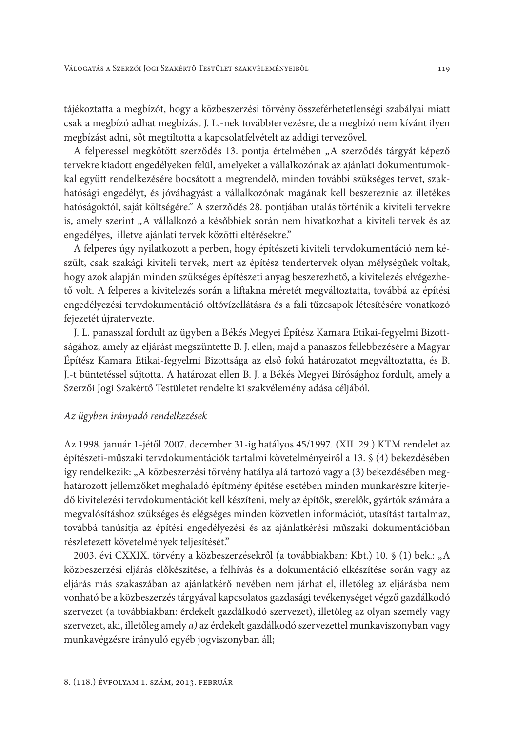tájékoztatta a megbízót, hogy a közbeszerzési törvény összeférhetetlenségi szabályai miatt csak a megbízó adhat megbízást J. L.-nek továbbtervezésre, de a megbízó nem kívánt ilyen megbízást adni, sőt megtiltotta a kapcsolatfelvételt az addigi tervezővel.

A felperessel megkötött szerződés 13. pontja értelmében „A szerződés tárgyát képező tervekre kiadott engedélyeken felül, amelyeket a vállalkozónak az ajánlati dokumentumokkal együtt rendelkezésére bocsátott a megrendelő, minden további szükséges tervet, szakhatósági engedélyt, és jóváhagyást a vállalkozónak magának kell beszereznie az illetékes hatóságoktól, saját költségére." A szerződés 28. pontjában utalás történik a kiviteli tervekre is, amely szerint „A vállalkozó a későbbiek során nem hivatkozhat a kiviteli tervek és az engedélyes, illetve ajánlati tervek közötti eltérésekre."

A felperes úgy nyilatkozott a perben, hogy építészeti kiviteli tervdokumentáció nem készült, csak szakági kiviteli tervek, mert az építész tendertervek olyan mélységűek voltak, hogy azok alapján minden szükséges építészeti anyag beszerezhető, a kivitelezés elvégezhető volt. A felperes a kivitelezés során a liftakna méretét megváltoztatta, továbbá az építési engedélyezési tervdokumentáció oltóvízellátásra és a fali tűzcsapok létesítésére vonatkozó fejezetét újratervezte.

J. L. panasszal fordult az ügyben a Békés Megyei Építész Kamara Etikai-fegyelmi Bizottságához, amely az eljárást megszüntette B. J. ellen, majd a panaszos fellebbezésére a Magyar Építész Kamara Etikai-fegyelmi Bizottsága az első fokú határozatot megváltoztatta, és B. J.-t büntetéssel sújtotta. A határozat ellen B. J. a Békés Megyei Bírósághoz fordult, amely a Szerzői Jogi Szakértő Testületet rendelte ki szakvélemény adása céljából.

*Az ügyben irányadó rendelkezések*

Az 1998. január 1-jétől 2007. december 31-ig hatályos 45/1997. (XII. 29.) KTM rendelet az építészeti-műszaki tervdokumentációk tartalmi követelményeiről a 13. § (4) bekezdésében így rendelkezik: „A közbeszerzési törvény hatálya alá tartozó vagy a (3) bekezdésében meghatározott jellemzőket meghaladó építmény építése esetében minden munkarészre kiterjedő kivitelezési tervdokumentációt kell készíteni, mely az építők, szerelők, gyártók számára a megvalósításhoz szükséges és elégséges minden közvetlen információt, utasítást tartalmaz, továbbá tanúsítja az építési engedélyezési és az ajánlatkérési műszaki dokumentációban részletezett követelmények teljesítését."

2003. évi CXXIX. törvény a közbeszerzésekről (a továbbiakban: Kbt.) 10. § (1) bek.: „A közbeszerzési eljárás előkészítése, a felhívás és a dokumentáció elkészítése során vagy az eljárás más szakaszában az ajánlatkérő nevében nem járhat el, illetőleg az eljárásba nem vonható be a közbeszerzés tárgyával kapcsolatos gazdasági tevékenységet végző gazdálkodó szervezet (a továbbiakban: érdekelt gazdálkodó szervezet), illetőleg az olyan személy vagy szervezet, aki, illetőleg amely *a)* az érdekelt gazdálkodó szervezettel munkaviszonyban vagy munkavégzésre irányuló egyéb jogviszonyban áll;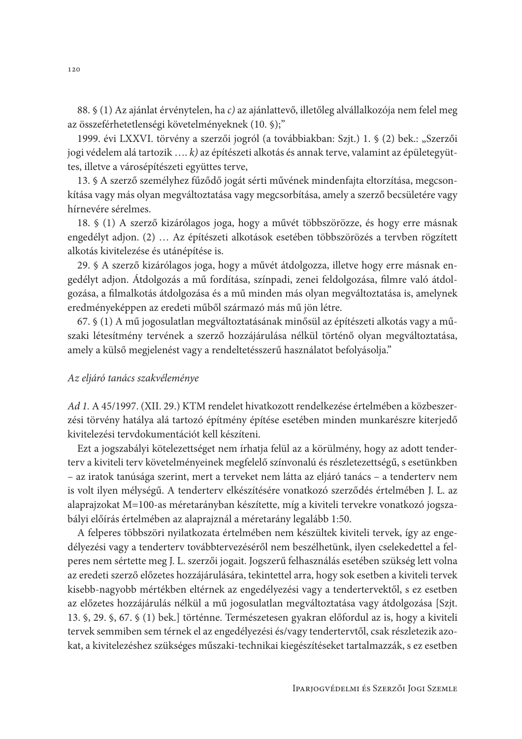88. § (1) Az ajánlat érvénytelen, ha *c)* az ajánlattevő, illetőleg alvállalkozója nem felel meg az összeférhetetlenségi követelményeknek (10. §);"

1999. évi LXXVI. törvény a szerzői jogról (a továbbiakban: Szjt.) 1. § (2) bek.: „Szerzői jogi védelem alá tartozik …. *k)* az építészeti alkotás és annak terve, valamint az épületegyüttes, illetve a városépítészeti együttes terve,

13. § A szerző személyhez fűződő jogát sérti művének mindenfajta eltorzítása, megcsonkítása vagy más olyan megváltoztatása vagy megcsorbítása, amely a szerző becsületére vagy hírnevére sérelmes.

18. § (1) A szerző kizárólagos joga, hogy a művét többszörözze, és hogy erre másnak engedélyt adjon. (2) … Az építészeti alkotások esetében többszörözés a tervben rögzített alkotás kivitelezése és utánépítése is.

29. § A szerző kizárólagos joga, hogy a művét átdolgozza, illetve hogy erre másnak engedélyt adjon. Átdolgozás a mű fordítása, színpadi, zenei feldolgozása, filmre való átdolgozása, a filmalkotás átdolgozása és a mű minden más olyan megváltoztatása is, amelynek eredményeképpen az eredeti műből származó más mű jön létre.

67. § (1) A mű jogosulatlan megváltoztatásának minősül az építészeti alkotás vagy a műszaki létesítmény tervének a szerző hozzájárulása nélkül történő olyan megváltoztatása, amely a külső megjelenést vagy a rendeltetésszerű használatot befolyásolja."

*Az eljáró tanács szakvéleménye*

*Ad 1.* A 45/1997. (XII. 29.) KTM rendelet hivatkozott rendelkezése értelmében a közbeszerzési törvény hatálya alá tartozó építmény építése esetében minden munkarészre kiterjedő kivitelezési tervdokumentációt kell készíteni.

Ezt a jogszabályi kötelezettséget nem írhatja felül az a körülmény, hogy az adott tenderterv a kiviteli terv követelményeinek megfelelő színvonalú és részletezettségű, s esetünkben – az iratok tanúsága szerint, mert a terveket nem látta az eljáró tanács – a tenderterv nem is volt ilyen mélységű. A tenderterv elkészítésére vonatkozó szerződés értelmében J. L. az alaprajzokat M=100-as méretarányban készítette, míg a kiviteli tervekre vonatkozó jogszabályi előírás értelmében az alaprajznál a méretarány legalább 1:50.

A felperes többszöri nyilatkozata értelmében nem készültek kiviteli tervek, így az engedélyezési vagy a tenderterv továbbtervezéséről nem beszélhetünk, ilyen cselekedettel a felperes nem sértette meg J. L. szerzői jogait. Jogszerű felhasználás esetében szükség lett volna az eredeti szerző előzetes hozzájárulására, tekintettel arra, hogy sok esetben a kiviteli tervek kisebb-nagyobb mértékben eltérnek az engedélyezési vagy a tendertervektől, s ez esetben az előzetes hozzájárulás nélkül a mű jogosulatlan megváltoztatása vagy átdolgozása [Szjt. 13. §, 29. §, 67. § (1) bek.] történne. Természetesen gyakran előfordul az is, hogy a kiviteli tervek semmiben sem térnek el az engedélyezési és/vagy tendertervtől, csak részletezik azokat, a kivitelezéshez szükséges műszaki-technikai kiegészítéseket tartalmazzák, s ez esetben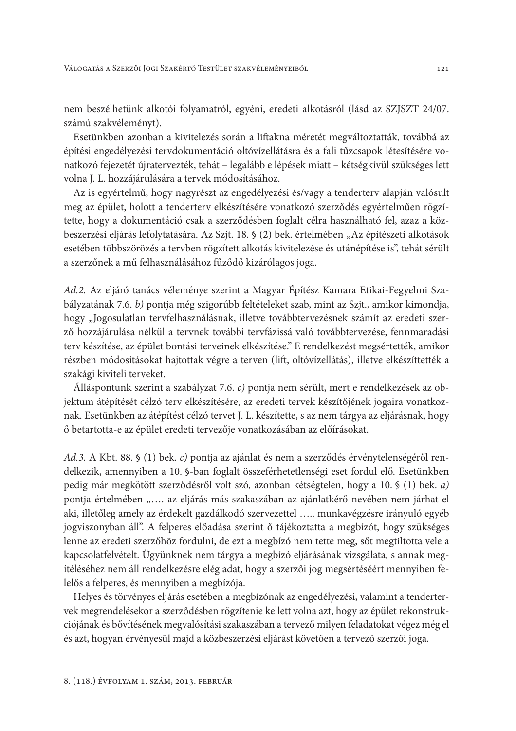nem beszélhetünk alkotói folyamatról, egyéni, eredeti alkotásról (lásd az SZJSZT 24/07. számú szakvéleményt).

Esetünkben azonban a kivitelezés során a liftakna méretét megváltoztatták, továbbá az építési engedélyezési tervdokumentáció oltóvízellátásra és a fali tűzcsapok létesítésére vonatkozó fejezetét újratervezték, tehát – legalább e lépések miatt – kétségkívül szükséges lett volna J. L. hozzájárulására a tervek módosításához.

Az is egyértelmű, hogy nagyrészt az engedélyezési és/vagy a tenderterv alapján valósult meg az épület, holott a tenderterv elkészítésére vonatkozó szerződés egyértelműen rögzítette, hogy a dokumentáció csak a szerződésben foglalt célra használható fel, azaz a közbeszerzési eljárás lefolytatására. Az Szjt. 18. § (2) bek. értelmében „Az építészeti alkotások esetében többszörözés a tervben rögzített alkotás kivitelezése és utánépítése is", tehát sérült a szerzőnek a mű felhasználásához fűződő kizárólagos joga.

*Ad.2.* Az eljáró tanács véleménye szerint a Magyar Építész Kamara Etikai-Fegyelmi Szabályzatának 7.6. *b)* pontja még szigorúbb feltételeket szab, mint az Szjt., amikor kimondja, hogy „Jogosulatlan tervfelhasználásnak, illetve továbbtervezésnek számít az eredeti szerző hozzájárulása nélkül a tervnek további tervfázissá való továbbtervezése, fennmaradási terv készítése, az épület bontási terveinek elkészítése." E rendelkezést megsértették, amikor részben módosításokat hajtottak végre a terven (lift, oltóvízellátás), illetve elkészíttették a szakági kiviteli terveket.

Álláspontunk szerint a szabályzat 7.6. *c)* pontja nem sérült, mert e rendelkezések az objektum átépítését célzó terv elkészítésére, az eredeti tervek készítőjének jogaira vonatkoznak. Esetünkben az átépítést célzó tervet J. L. készítette, s az nem tárgya az eljárásnak, hogy ő betartotta-e az épület eredeti tervezője vonatkozásában az előírásokat.

*Ad.3.* A Kbt. 88. § (1) bek. *c)* pontja az ajánlat és nem a szerződés érvénytelenségéről rendelkezik, amennyiben a 10. §-ban foglalt összeférhetetlenségi eset fordul elő. Esetünkben pedig már megkötött szerződésről volt szó, azonban kétségtelen, hogy a 10. § (1) bek. *a)* pontja értelmében „…. az eljárás más szakaszában az ajánlatkérő nevében nem járhat el aki, illetőleg amely az érdekelt gazdálkodó szervezettel ….. munkavégzésre irányuló egyéb jogviszonyban áll". A felperes előadása szerint ő tájékoztatta a megbízót, hogy szükséges lenne az eredeti szerzőhöz fordulni, de ezt a megbízó nem tette meg, sőt megtiltotta vele a kapcsolatfelvételt. Ügyünknek nem tárgya a megbízó eljárásának vizsgálata, s annak megítéléséhez nem áll rendelkezésre elég adat, hogy a szerzői jog megsértéséért mennyiben felelős a felperes, és mennyiben a megbízója.

Helyes és törvényes eljárás esetében a megbízónak az engedélyezési, valamint a tendertervek megrendelésekor a szerződésben rögzítenie kellett volna azt, hogy az épület rekonstrukciójának és bővítésének megvalósítási szakaszában a tervező milyen feladatokat végez még el és azt, hogyan érvényesül majd a közbeszerzési eljárást követően a tervező szerzői joga.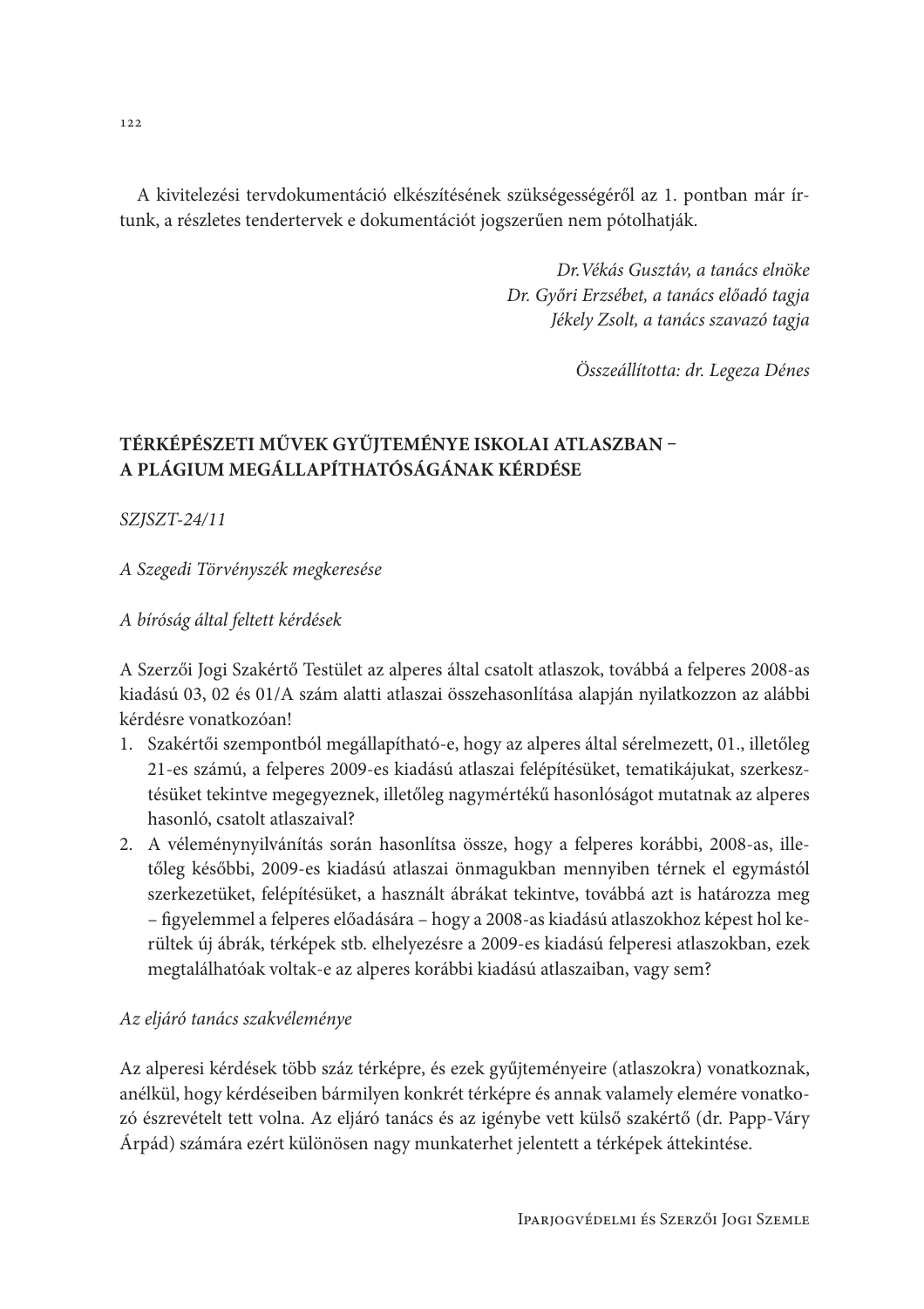A kivitelezési tervdokumentáció elkészítésének szükségességéről az 1. pontban már írtunk, a részletes tendertervek e dokumentációt jogszerűen nem pótolhatják.

*Dr.Vékás Gusztáv, a tanács elnöke*
*Dr. Győri Erzsébet, a tanács előadó tagja*
*Jékely Zsolt, a tanács szavazó tagja*

*Összeállította: dr. Legeza Dénes*

## TÉRKÉPÉSZETI MŰVEK GYŰJTEMÉNYE ISKOLAI ATLASZBAN – A PLÁGIUM MEGÁLLAPÍTHATÓSÁGÁNAK KÉRDÉSE

*SZJSZT-24/11*

*A Szegedi Törvényszék megkeresése*

*A bíróság által feltett kérdések*

A Szerzői Jogi Szakértő Testület az alperes által csatolt atlaszok, továbbá a felperes 2008-as kiadású 03, 02 és 01/A szám alatti atlaszai összehasonlítása alapján nyilatkozzon az alábbi kérdésre vonatkozóan!

1. Szakértői szempontból megállapítható-e, hogy az alperes által sérelmezett, 01., illetőleg 21-es számú, a felperes 2009-es kiadású atlaszai felépítésüket, tematikájukat, szerkesztésüket tekintve megegyeznek, illetőleg nagymértékű hasonlóságot mutatnak az alperes hasonló, csatolt atlaszaival?
2. A véleménynyilvánítás során hasonlítsa össze, hogy a felperes korábbi, 2008-as, illetőleg későbbi, 2009-es kiadású atlaszai önmagukban mennyiben térnek el egymástól szerkezetüket, felépítésüket, a használt ábrákat tekintve, továbbá azt is határozza meg – figyelemmel a felperes előadására – hogy a 2008-as kiadású atlaszokhoz képest hol kerültek új ábrák, térképek stb. elhelyezésre a 2009-es kiadású felperesi atlaszokban, ezek megtalálhatóak voltak-e az alperes korábbi kiadású atlaszaiban, vagy sem?

*Az eljáró tanács szakvéleménye*

Az alperesi kérdések több száz térképre, és ezek gyűjteményeire (atlaszokra) vonatkoznak, anélkül, hogy kérdéseiben bármilyen konkrét térképre és annak valamely elemére vonatkozó észrevételt tett volna. Az eljáró tanács és az igénybe vett külső szakértő (dr. Papp-Váry Árpád) számára ezért különösen nagy munkaterhet jelentett a térképek áttekintése.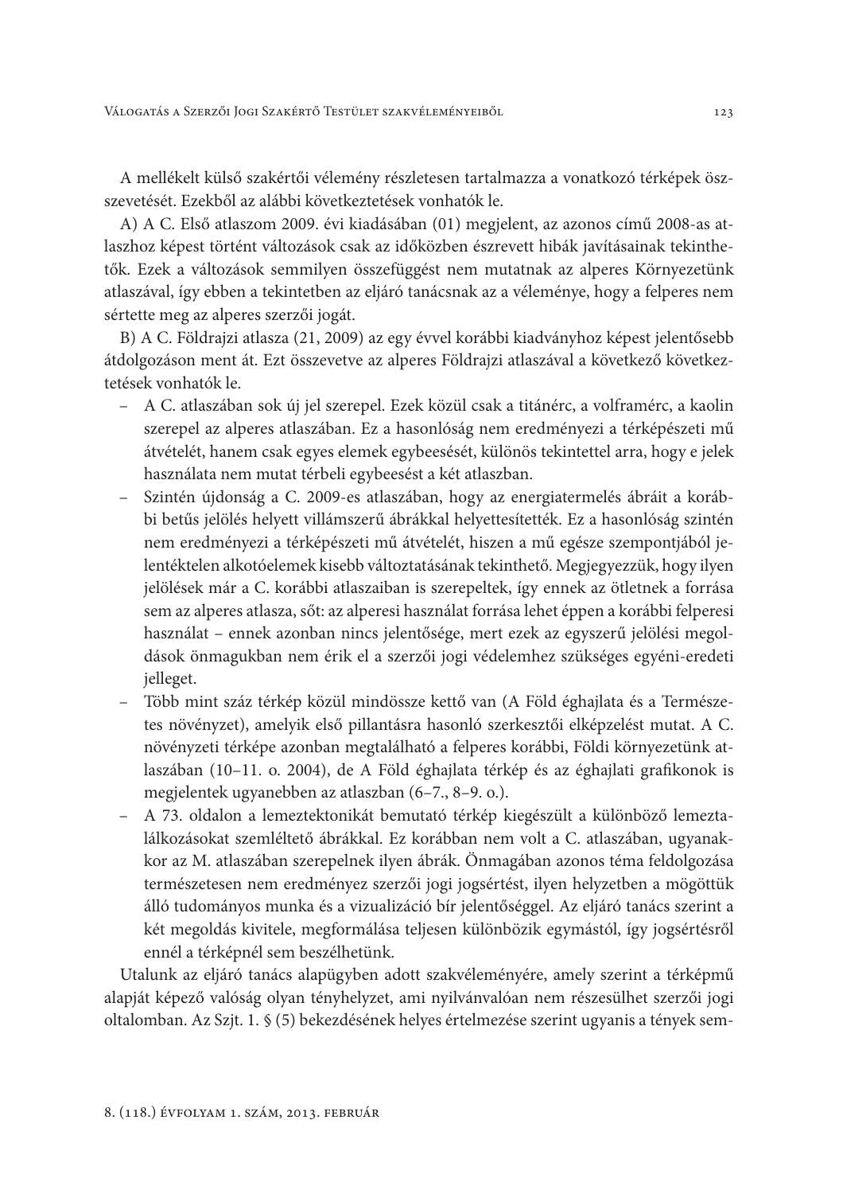A mellékelt külső szakértői vélemény részletesen tartalmazza a vonatkozó térképek összevetését. Ezekből az alábbi következtetések vonhatók le.

A) A C. Első atlaszom 2009. évi kiadásában (01) megjelent, az azonos című 2008-as atlaszhoz képest történt változások csak az időközben észrevett hibák javításainak tekinthetők. Ezek a változások semmilyen összefüggést nem mutatnak az alperes Környezetünk atlaszával, így ebben a tekintetben az eljáró tanácsnak az a véleménye, hogy a felperes nem sértette meg az alperes szerzői jogát.

B) A C. Földrajzi atlasza (21, 2009) az egy évvel korábbi kiadványhoz képest jelentősebb átdolgozáson ment át. Ezt összevetve az alperes Földrajzi atlaszával a következő következtetések vonhatók le.

- A C. atlaszában sok új jel szerepel. Ezek közül csak a titánérc, a volframérc, a kaolin szerepel az alperes atlaszában. Ez a hasonlóság nem eredményezi a térképészeti mű átvételét, hanem csak egyes elemek egybeesését, különös tekintettel arra, hogy e jelek használata nem mutat térbeli egybeesést a két atlaszban.
- Szintén újdonság a C. 2009-es atlaszában, hogy az energiatermelés ábráit a korábbi betűs jelölés helyett villámszerű ábrákkal helyettesítették. Ez a hasonlóság szintén nem eredményezi a térképészeti mű átvételét, hiszen a mű egésze szempontjából jelentéktelen alkotóelemek kisebb változtatásának tekinthető. Megjegyezzük, hogy ilyen jelölések már a C. korábbi atlaszaiban is szerepeltek, így ennek az ötletnek a forrása sem az alperes atlasza, sőt: az alperesi használat forrása lehet éppen a korábbi felperesi használat – ennek azonban nincs jelentősége, mert ezek az egyszerű jelölési megoldások önmagukban nem érik el a szerzői jogi védelemhez szükséges egyéni-eredeti jelleget.
- Több mint száz térkép közül mindössze kettő van (A Föld éghajlata és a Természetes növényzet), amelyik első pillantásra hasonló szerkesztői elképzelést mutat. A C. növényzeti térképe azonban megtalálható a felperes korábbi, Földi környezetünk atlaszában (10–11. o. 2004), de A Föld éghajlata térkép és az éghajlati grafikonok is megjelentek ugyanebben az atlaszban (6–7., 8–9. o.).
- A 73. oldalon a lemeztektonikát bemutató térkép kiegészült a különböző lemeztalálkozásokat szemléltető ábrákkal. Ez korábban nem volt a C. atlaszában, ugyanakkor az M. atlaszában szerepelnek ilyen ábrák. Önmagában azonos téma feldolgozása természetesen nem eredményez szerzői jogi jogsértést, ilyen helyzetben a mögöttük álló tudományos munka és a vizualizáció bír jelentőséggel. Az eljáró tanács szerint a két megoldás kivitele, megformálása teljesen különbözik egymástól, így jogsértésről ennél a térképnél sem beszélhetünk.

Utalunk az eljáró tanács alapügyben adott szakvéleményére, amely szerint a térképmű alapját képező valóság olyan tényhelyzet, ami nyilvánvalóan nem részesülhet szerzői jogi oltalomban. Az Szjt. 1. § (5) bekezdésének helyes értelmezése szerint ugyanis a tények sem-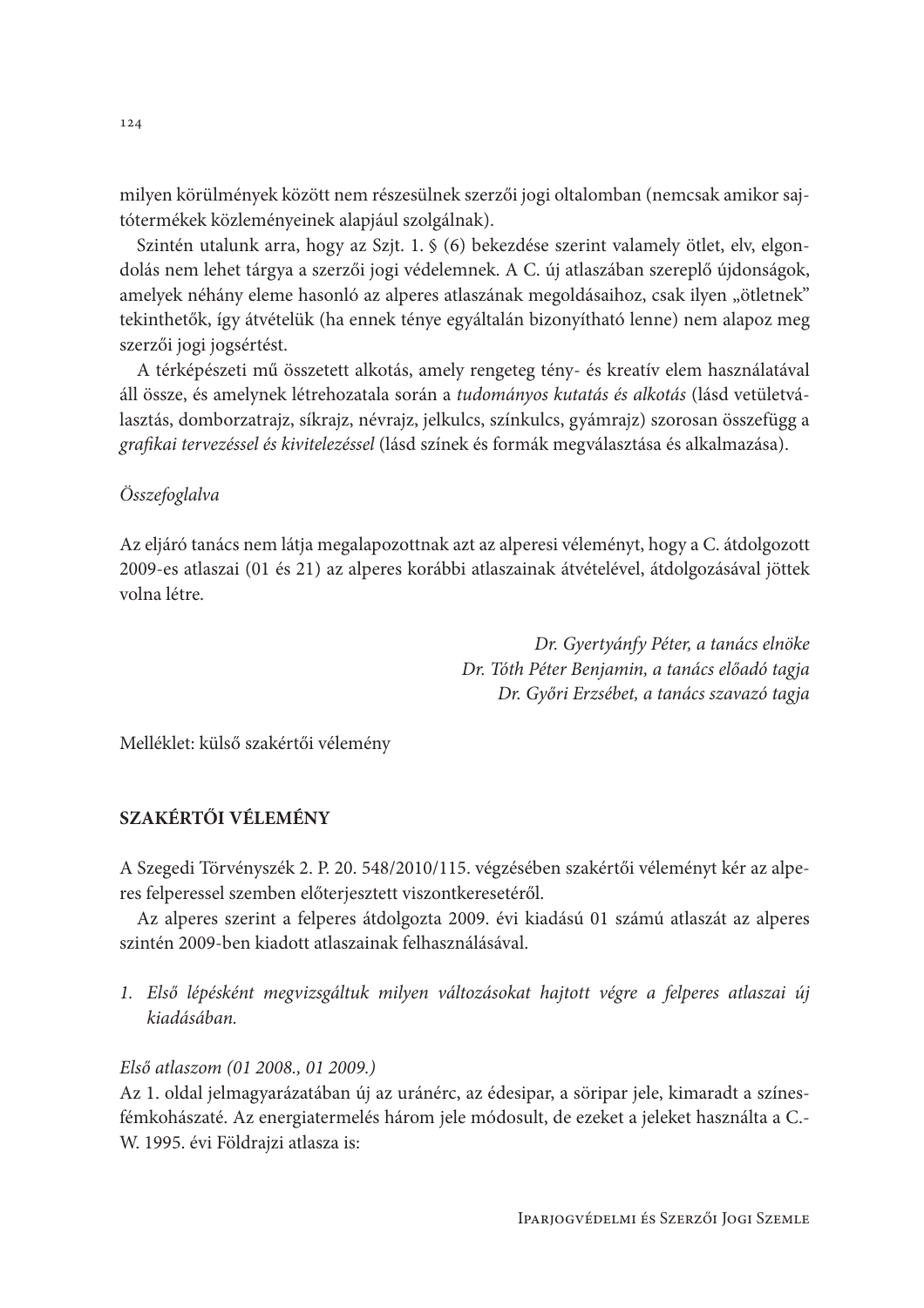milyen körülmények között nem részesülnek szerzői jogi oltalomban (nemcsak amikor sajtótermékek közleményeinek alapjául szolgálnak).

Szintén utalunk arra, hogy az Szjt. 1. § (6) bekezdése szerint valamely ötlet, elv, elgondolás nem lehet tárgya a szerzői jogi védelemnek. A C. új atlaszában szereplő újdonságok, amelyek néhány eleme hasonló az alperes atlaszának megoldásaihoz, csak ilyen „ötletnek" tekinthetők, így átvételük (ha ennek ténye egyáltalán bizonyítható lenne) nem alapoz meg szerzői jogi jogsértést.

A térképészeti mű összetett alkotás, amely rengeteg tény- és kreatív elem használatával áll össze, és amelynek létrehozatala során a *tudományos kutatás és alkotás* (lásd vetületválasztás, domborzatrajz, síkrajz, névrajz, jelkulcs, színkulcs, gyámrajz) szorosan összefügg a *grafikai tervezéssel és kivitelezéssel* (lásd színek és formák megválasztása és alkalmazása).

*Összefoglalva*

Az eljáró tanács nem látja megalapozottnak azt az alperesi véleményt, hogy a C. átdolgozott 2009-es atlaszai (01 és 21) az alperes korábbi atlaszainak átvételével, átdolgozásával jöttek volna létre.

*Dr. Gyertyánfy Péter, a tanács elnöke*
*Dr. Tóth Péter Benjamin, a tanács előadó tagja*
*Dr. Győri Erzsébet, a tanács szavazó tagja*

Melléklet: külső szakértői vélemény

## SZAKÉRTŐI VÉLEMÉNY

A Szegedi Törvényszék 2. P. 20. 548/2010/115. végzésében szakértői véleményt kér az alperes felperessel szemben előterjesztett viszontkeresetéről.

Az alperes szerint a felperes átdolgozta 2009. évi kiadású 01 számú atlaszát az alperes szintén 2009-ben kiadott atlaszainak felhasználásával.

1. *Első lépésként megvizsgáltuk milyen változásokat hajtott végre a felperes atlaszai új kiadásában.*

*Első atlaszom (01 2008., 01 2009.)*

Az 1. oldal jelmagyarázatában új az uránérc, az édesipar, a söripar jele, kimaradt a színesfémkohászaté. Az energiatermelés három jele módosult, de ezeket a jeleket használta a C.-W. 1995. évi Földrajzi atlasza is: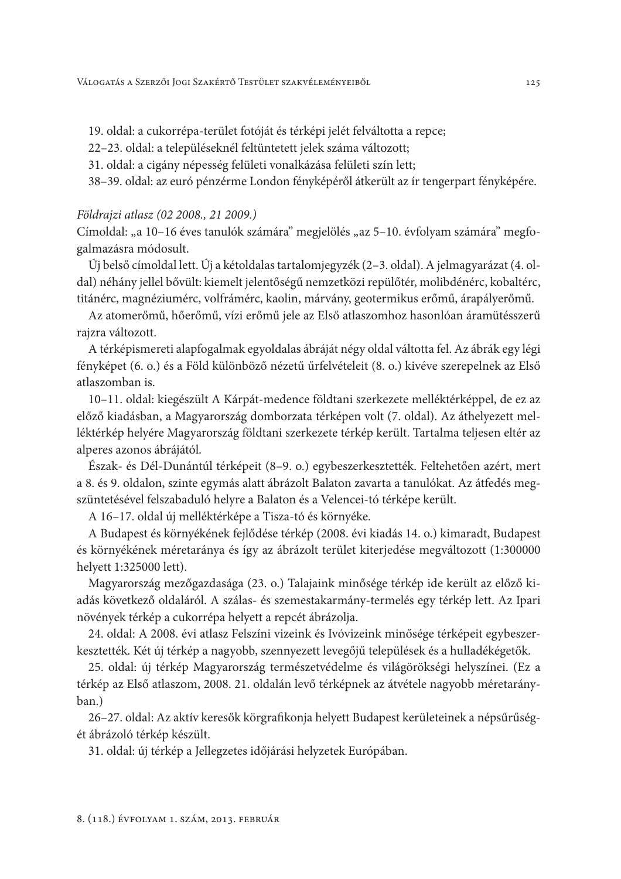19. oldal: a cukorrépa-terület fotóját és térképi jelét felváltotta a repce;

22–23. oldal: a településeknél feltüntetett jelek száma változott;

31. oldal: a cigány népesség felületi vonalkázása felületi szín lett;

38–39. oldal: az euró pénzérme London fényképéről átkerült az ír tengerpart fényképére.

*Földrajzi atlasz (02 2008., 21 2009.)*

Címoldal: „a 10–16 éves tanulók számára” megjelölés „az 5–10. évfolyam számára” megfogalmazásra módosult.

Új belső címoldal lett. Új a kétoldalas tartalomjegyzék (2–3. oldal). A jelmagyarázat (4. oldal) néhány jellel bővült: kiemelt jelentőségű nemzetközi repülőtér, molibdénérc, kobaltérc, titánérc, magnéziumérc, volfrámérc, kaolin, márvány, geotermikus erőmű, árapályerőmű.

Az atomerőmű, hőerőmű, vízi erőmű jele az Első atlaszomhoz hasonlóan áramütésszerű rajzra változott.

A térképismereti alapfogalmak egyoldalas ábráját négy oldal váltotta fel. Az ábrák egy légi fényképet (6. o.) és a Föld különböző nézetű űrfelvételeit (8. o.) kivéve szerepelnek az Első atlaszomban is.

10–11. oldal: kiegészült A Kárpát-medence földtani szerkezete melléktérképpel, de ez az előző kiadásban, a Magyarország domborzata térképen volt (7. oldal). Az áthelyezett melléktérkép helyére Magyarország földtani szerkezete térkép került. Tartalma teljesen eltér az alperes azonos ábrájától.

Észak- és Dél-Dunántúl térképeit (8–9. o.) egybeszerkesztették. Feltehetően azért, mert a 8. és 9. oldalon, szinte egymás alatt ábrázolt Balaton zavarta a tanulókat. Az átfedés megszüntetésével felszabaduló helyre a Balaton és a Velencei-tó térképe került.

A 16–17. oldal új melléktérképe a Tisza-tó és környéke.

A Budapest és környékének fejlődése térkép (2008. évi kiadás 14. o.) kimaradt, Budapest és környékének méretaránya és így az ábrázolt terület kiterjedése megváltozott (1:300000 helyett 1:325000 lett).

Magyarország mezőgazdasága (23. o.) Talajaink minősége térkép ide került az előző kiadás következő oldaláról. A szálas- és szemestakarmány-termelés egy térkép lett. Az Ipari növények térkép a cukorrépa helyett a repcét ábrázolja.

24. oldal: A 2008. évi atlasz Felszíni vizeink és Ivóvizeink minősége térképeit egybeszerkesztették. Két új térkép a nagyobb, szennyezett levegőjű települések és a hulladékégetők.

25. oldal: új térkép Magyarország természetvédelme és világörökségi helyszínei. (Ez a térkép az Első atlaszom, 2008. 21. oldalán levő térképnek az átvétele nagyobb méretarányban.)

26–27. oldal: Az aktív keresők körgrafikonja helyett Budapest kerületeinek a népsűrűségét ábrázoló térkép készült.

31. oldal: új térkép a Jellegzetes időjárási helyzetek Európában.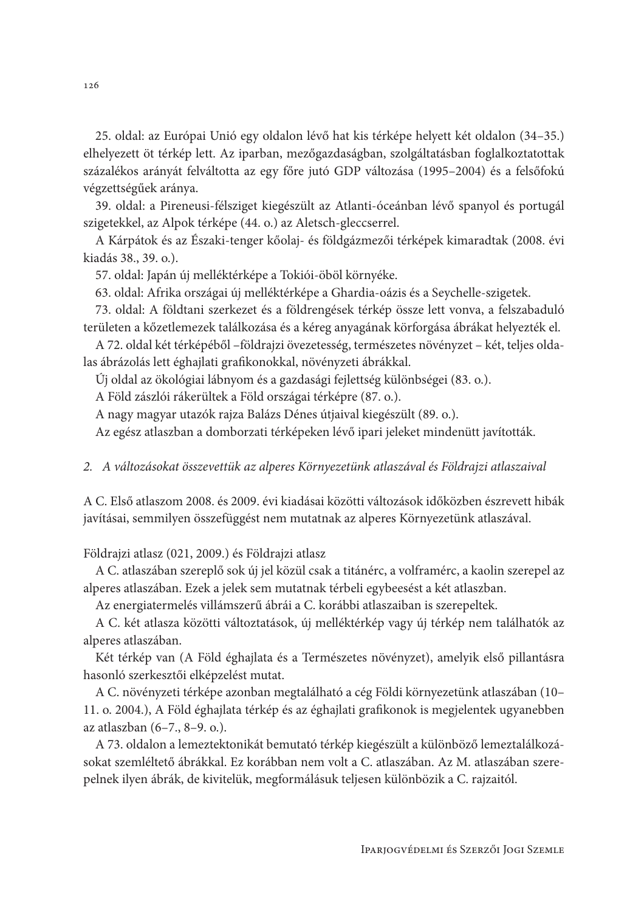25. oldal: az Európai Unió egy oldalon lévő hat kis térképe helyett két oldalon (34–35.) elhelyezett öt térkép lett. Az iparban, mezőgazdaságban, szolgáltatásban foglalkoztatottak százalékos arányát felváltotta az egy főre jutó GDP változása (1995–2004) és a felsőfokú végzettségűek aránya.

39. oldal: a Pireneusi-félsziget kiegészült az Atlanti-óceánban lévő spanyol és portugál szigetekkel, az Alpok térképe (44. o.) az Aletsch-gleccserrel.

A Kárpátok és az Északi-tenger kőolaj- és földgázmezői térképek kimaradtak (2008. évi kiadás 38., 39. o.).

57. oldal: Japán új melléktérképe a Tokiói-öböl környéke.

63. oldal: Afrika országai új melléktérképe a Ghardia-oázis és a Seychelle-szigetek.

73. oldal: A földtani szerkezet és a földrengések térkép össze lett vonva, a felszabaduló területen a kőzetlemezek találkozása és a kéreg anyagának körforgása ábrákat helyezték el.

A 72. oldal két térképéből –földrajzi övezetesség, természetes növényzet – két, teljes oldalas ábrázolás lett éghajlati grafikonokkal, növényzeti ábrákkal.

Új oldal az ökológiai lábnyom és a gazdasági fejlettség különbségei (83. o.).

A Föld zászlói rákerültek a Föld országai térképre (87. o.).

A nagy magyar utazók rajza Balázs Dénes útjaival kiegészült (89. o.).

Az egész atlaszban a domborzati térképeken lévő ipari jeleket mindenütt javították.

*2. A változásokat összevettük az alperes Környezetünk atlaszával és Földrajzi atlaszaival*

A C. Első atlaszom 2008. és 2009. évi kiadásai közötti változások időközben észrevett hibák javításai, semmilyen összefüggést nem mutatnak az alperes Környezetünk atlaszával.

Földrajzi atlasz (021, 2009.) és Földrajzi atlasz

A C. atlaszában szereplő sok új jel közül csak a titánérc, a volframérc, a kaolin szerepel az alperes atlaszában. Ezek a jelek sem mutatnak térbeli egybeesést a két atlaszban.

Az energiatermelés villámszerű ábrái a C. korábbi atlaszaiban is szerepeltek.

A C. két atlasza közötti változtatások, új melléktérkép vagy új térkép nem találhatók az alperes atlaszában.

Két térkép van (A Föld éghajlata és a Természetes növényzet), amelyik első pillantásra hasonló szerkesztői elképzelést mutat.

A C. növényzeti térképe azonban megtalálható a cég Földi környezetünk atlaszában (10–11. o. 2004.), A Föld éghajlata térkép és az éghajlati grafikonok is megjelentek ugyanebben az atlaszban (6–7., 8–9. o.).

A 73. oldalon a lemeztektonikát bemutató térkép kiegészült a különböző lemeztalálkozásokat szemléltető ábrákkal. Ez korábban nem volt a C. atlaszában. Az M. atlaszában szerepelnek ilyen ábrák, de kivitelük, megformálásuk teljesen különbözik a C. rajzaitól.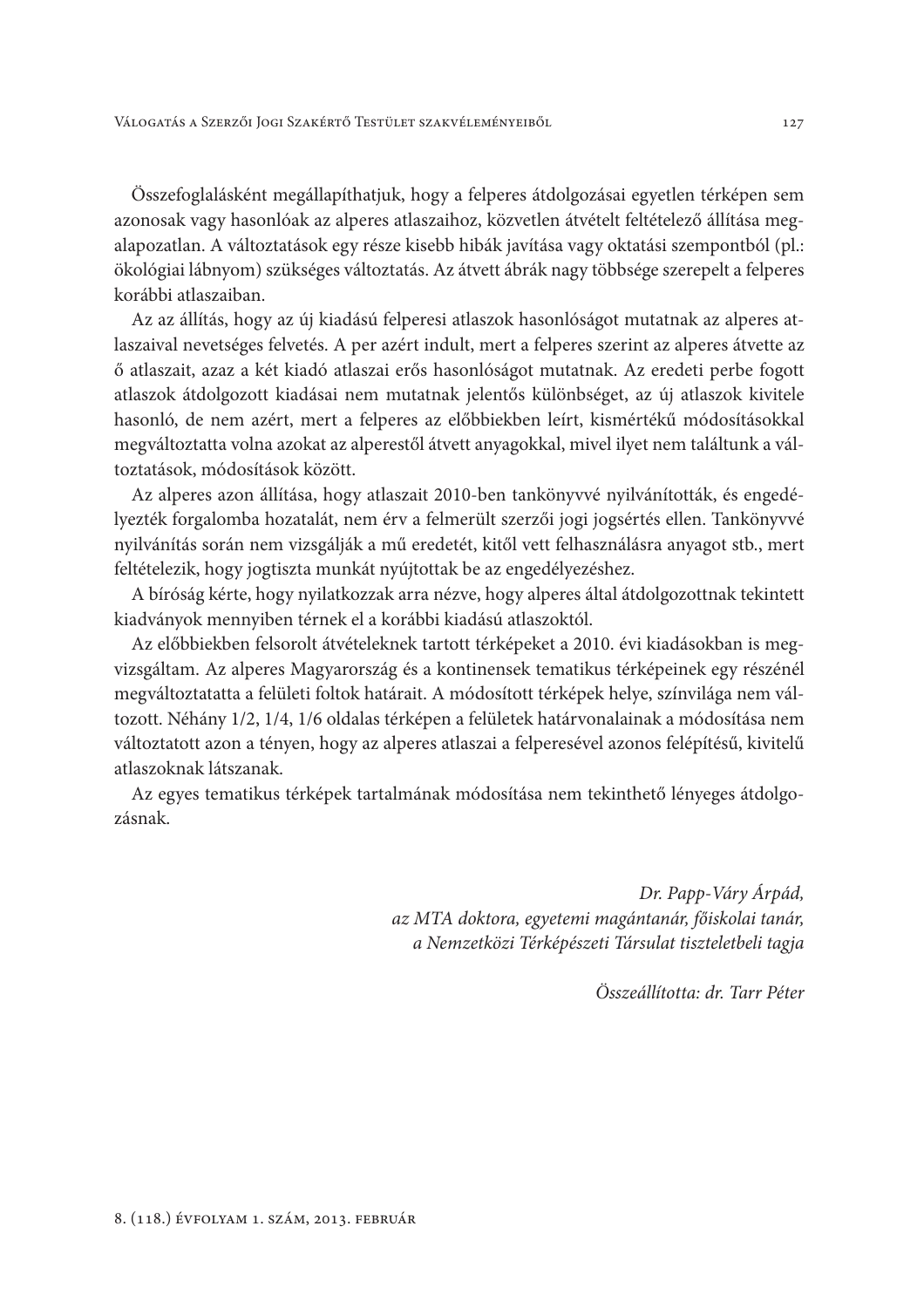Összefoglalásként megállapíthatjuk, hogy a felperes átdolgozásai egyetlen térképen sem azonosak vagy hasonlóak az alperes atlaszaihoz, közvetlen átvételt feltételező állítása megalapozatlan. A változtatások egy része kisebb hibák javítása vagy oktatási szempontból (pl.: ökológiai lábnyom) szükséges változtatás. Az átvett ábrák nagy többsége szerepelt a felperes korábbi atlaszaiban.

Az az állítás, hogy az új kiadású felperesi atlaszok hasonlóságot mutatnak az alperes atlaszaival nevetséges felvetés. A per azért indult, mert a felperes szerint az alperes átvette az ő atlaszait, azaz a két kiadó atlaszai erős hasonlóságot mutatnak. Az eredeti perbe fogott atlaszok átdolgozott kiadásai nem mutatnak jelentős különbséget, az új atlaszok kivitele hasonló, de nem azért, mert a felperes az előbbiekben leírt, kismértékű módosításokkal megváltoztatta volna azokat az alperestől átvett anyagokkal, mivel ilyet nem találtunk a változtatások, módosítások között.

Az alperes azon állítása, hogy atlaszait 2010-ben tankönyvvé nyilvánították, és engedélyezték forgalomba hozatalát, nem érv a felmerült szerzői jogi jogsértés ellen. Tankönyvvé nyilvánítás során nem vizsgálják a mű eredetét, kitől vett felhasználásra anyagot stb., mert feltételezik, hogy jogtiszta munkát nyújtottak be az engedélyezéshez.

A bíróság kérte, hogy nyilatkozzak arra nézve, hogy alperes által átdolgozottnak tekintett kiadványok mennyiben térnek el a korábbi kiadású atlaszoktól.

Az előbbiekben felsorolt átvételeknek tartott térképeket a 2010. évi kiadásokban is megvizsgáltam. Az alperes Magyarország és a kontinensek tematikus térképeinek egy részénél megváltoztatatta a felületi foltok határait. A módosított térképek helye, színvilága nem változott. Néhány 1/2, 1/4, 1/6 oldalas térképen a felületek határvonalainak a módosítása nem változtatott azon a tényen, hogy az alperes atlaszai a felperesével azonos felépítésű, kivitelű atlaszoknak látszanak.

Az egyes tematikus térképek tartalmának módosítása nem tekinthető lényeges átdolgozásnak.

*Dr. Papp-Váry Árpád,*
*az MTA doktora, egyetemi magántanár, főiskolai tanár,*
*a Nemzetközi Térképészeti Társulat tiszteletbeli tagja*

*Összeállította: dr. Tarr Péter*